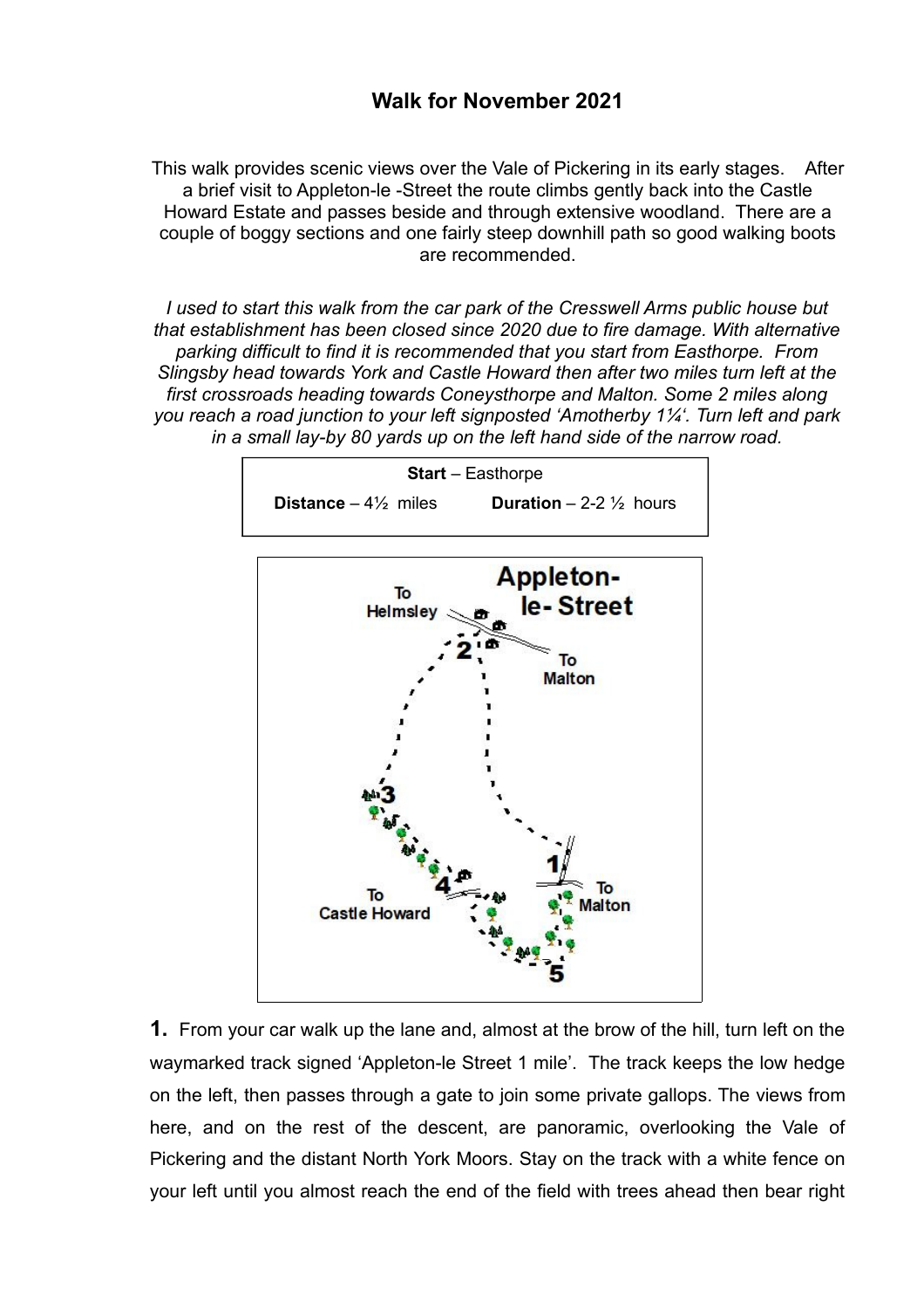# Walk for November 2021

This walk provides scenic views over the Vale of Pickering in its early stages. After a brief visit to Appleton-le -Street the route climbs gently back into the Castle Howard Estate and passes beside and through extensive woodland. There are a couple of boggy sections and one fairly steep downhill path so good walking boots are recommended.

*I used to start this walk from the car park of the Cresswell Arms public house but that establishment has been closed since 2020 due to fire damage. With alternative parking difficult to find it is recommended that you start from Easthorpe. From Slingsby head towards York and Castle Howard then after two miles turn left at the first crossroads heading towards Coneysthorpe and Malton. Some 2 miles along you reach a road junction to your left signposted 'Amotherby 1¼'. Turn left and park in a small lay-by 80 yards up on the left hand side of the narrow road.*

| **Start** – Easthorpe | |
|---|---|
| **Distance** – 4½ miles | **Duration** – 2-2 ½ hours |

**1.** From your car walk up the lane and, almost at the brow of the hill, turn left on the waymarked track signed 'Appleton-le Street 1 mile'. The track keeps the low hedge on the left, then passes through a gate to join some private gallops. The views from here, and on the rest of the descent, are panoramic, overlooking the Vale of Pickering and the distant North York Moors. Stay on the track with a white fence on your left until you almost reach the end of the field with trees ahead then bear right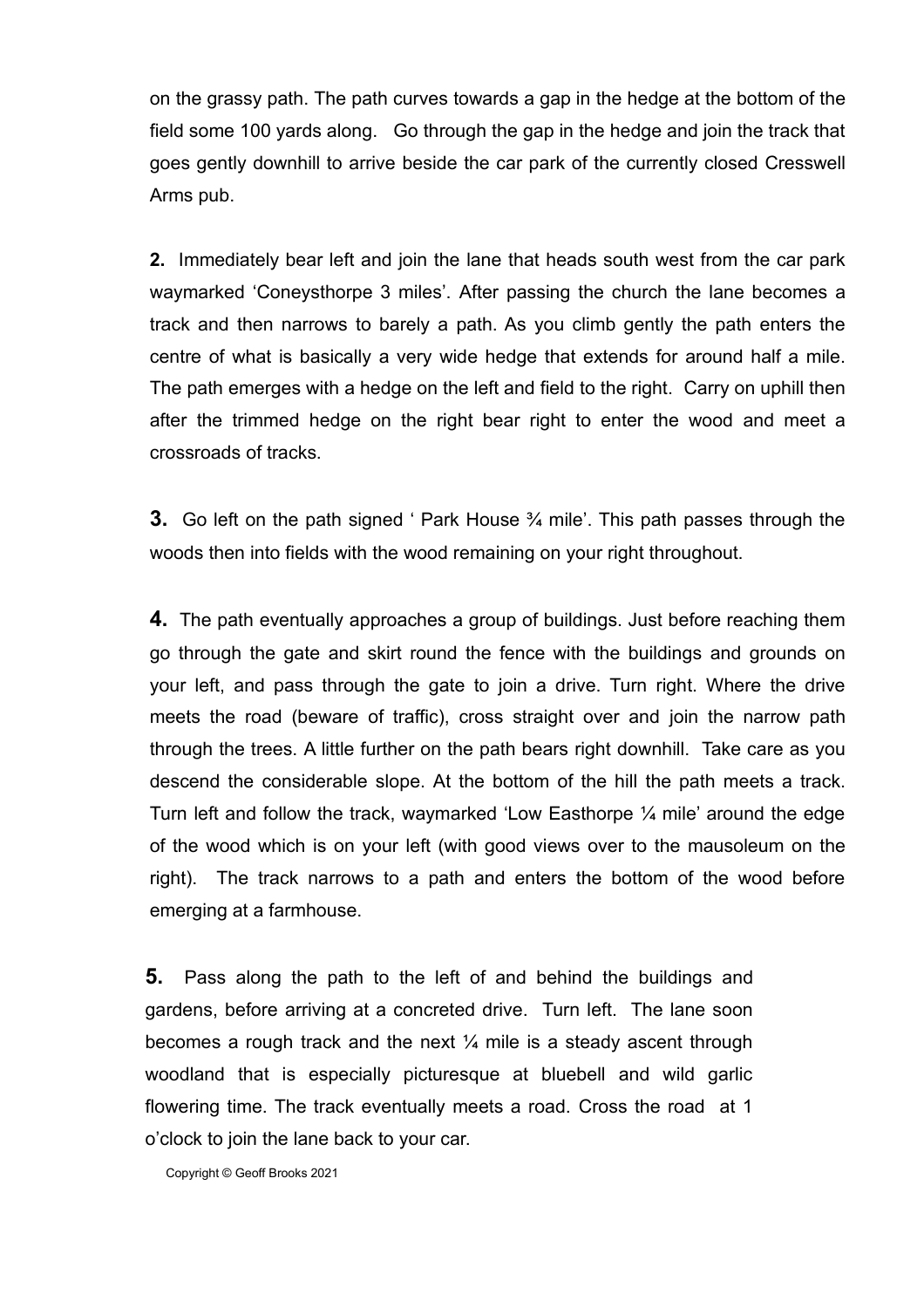on the grassy path. The path curves towards a gap in the hedge at the bottom of the field some 100 yards along. Go through the gap in the hedge and join the track that goes gently downhill to arrive beside the car park of the currently closed Cresswell Arms pub.

**2.** Immediately bear left and join the lane that heads south west from the car park waymarked 'Coneysthorpe 3 miles'. After passing the church the lane becomes a track and then narrows to barely a path. As you climb gently the path enters the centre of what is basically a very wide hedge that extends for around half a mile. The path emerges with a hedge on the left and field to the right. Carry on uphill then after the trimmed hedge on the right bear right to enter the wood and meet a crossroads of tracks.

**3.** Go left on the path signed ' Park House ¾ mile'. This path passes through the woods then into fields with the wood remaining on your right throughout.

**4.** The path eventually approaches a group of buildings. Just before reaching them go through the gate and skirt round the fence with the buildings and grounds on your left, and pass through the gate to join a drive. Turn right. Where the drive meets the road (beware of traffic), cross straight over and join the narrow path through the trees. A little further on the path bears right downhill. Take care as you descend the considerable slope. At the bottom of the hill the path meets a track. Turn left and follow the track, waymarked 'Low Easthorpe ¼ mile' around the edge of the wood which is on your left (with good views over to the mausoleum on the right). The track narrows to a path and enters the bottom of the wood before emerging at a farmhouse.

**5.** Pass along the path to the left of and behind the buildings and gardens, before arriving at a concreted drive. Turn left. The lane soon becomes a rough track and the next ¼ mile is a steady ascent through woodland that is especially picturesque at bluebell and wild garlic flowering time. The track eventually meets a road. Cross the road at 1 o'clock to join the lane back to your car.

Copyright © Geoff Brooks 2021